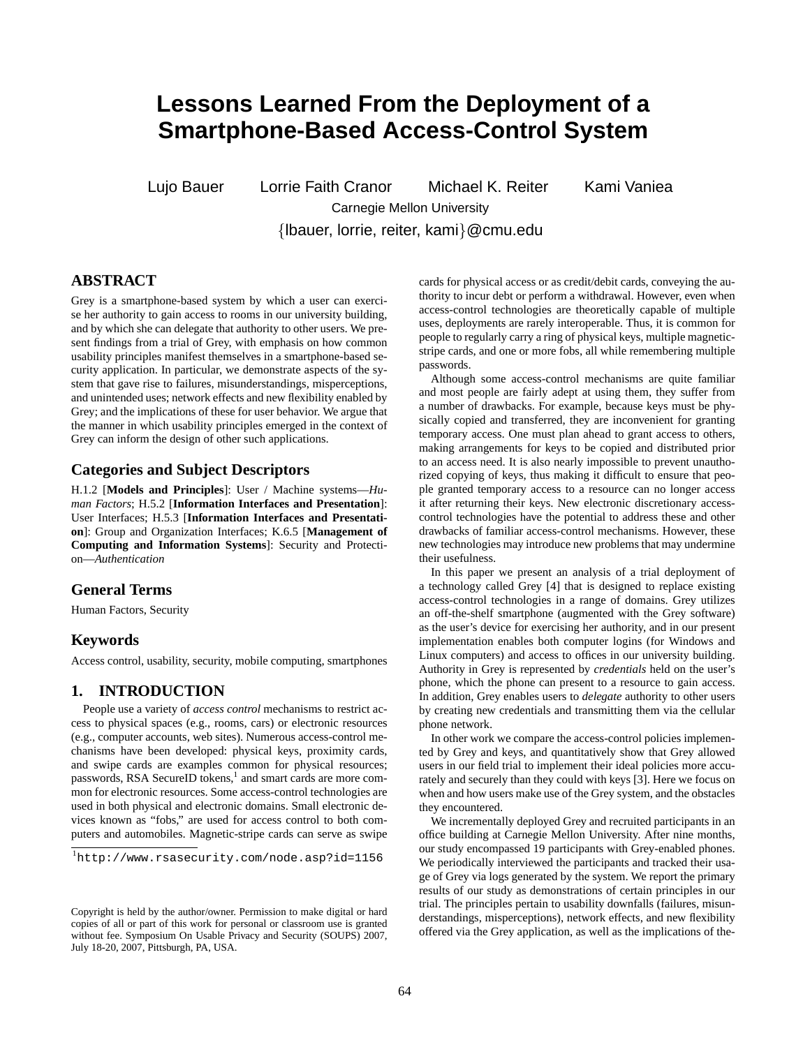# Lessons Learned From the Deployment of a Smartphone-Based Access-Control System

Lujo Bauer  Lorrie Faith Cranor  Michael K. Reiter  Kami Vaniea

Carnegie Mellon University

{lbauer, lorrie, reiter, kami}@cmu.edu

## ABSTRACT

Grey is a smartphone-based system by which a user can exercise her authority to gain access to rooms in our university building, and by which she can delegate that authority to other users. We present findings from a trial of Grey, with emphasis on how common usability principles manifest themselves in a smartphone-based security application. In particular, we demonstrate aspects of the system that gave rise to failures, misunderstandings, misperceptions, and unintended uses; network effects and new flexibility enabled by Grey; and the implications of these for user behavior. We argue that the manner in which usability principles emerged in the context of Grey can inform the design of other such applications.

## Categories and Subject Descriptors

H.1.2 [**Models and Principles**]: User / Machine systems—*Human Factors*; H.5.2 [**Information Interfaces and Presentation**]: User Interfaces; H.5.3 [**Information Interfaces and Presentation**]: Group and Organization Interfaces; K.6.5 [**Management of Computing and Information Systems**]: Security and Protection—*Authentication*

## General Terms

Human Factors, Security

## Keywords

Access control, usability, security, mobile computing, smartphones

## 1. INTRODUCTION

People use a variety of *access control* mechanisms to restrict access to physical spaces (e.g., rooms, cars) or electronic resources (e.g., computer accounts, web sites). Numerous access-control mechanisms have been developed: physical keys, proximity cards, and swipe cards are examples common for physical resources; passwords, RSA SecureID tokens,[1] and smart cards are more common for electronic resources. Some access-control technologies are used in both physical and electronic domains. Small electronic devices known as "fobs," are used for access control to both computers and automobiles. Magnetic-stripe cards can serve as swipe cards for physical access or as credit/debit cards, conveying the authority to incur debt or perform a withdrawal. However, even when access-control technologies are theoretically capable of multiple uses, deployments are rarely interoperable. Thus, it is common for people to regularly carry a ring of physical keys, multiple magnetic-stripe cards, and one or more fobs, all while remembering multiple passwords.

[1] http://www.rsasecurity.com/node.asp?id=1156

Although some access-control mechanisms are quite familiar and most people are fairly adept at using them, they suffer from a number of drawbacks. For example, because keys must be physically copied and transferred, they are inconvenient for granting temporary access. One must plan ahead to grant access to others, making arrangements for keys to be copied and distributed prior to an access need. It is also nearly impossible to prevent unauthorized copying of keys, thus making it difficult to ensure that people granted temporary access to a resource can no longer access it after returning their keys. New electronic discretionary access-control technologies have the potential to address these and other drawbacks of familiar access-control mechanisms. However, these new technologies may introduce new problems that may undermine their usefulness.

In this paper we present an analysis of a trial deployment of a technology called Grey [4] that is designed to replace existing access-control technologies in a range of domains. Grey utilizes an off-the-shelf smartphone (augmented with the Grey software) as the user's device for exercising her authority, and in our present implementation enables both computer logins (for Windows and Linux computers) and access to offices in our university building. Authority in Grey is represented by *credentials* held on the user's phone, which the phone can present to a resource to gain access. In addition, Grey enables users to *delegate* authority to other users by creating new credentials and transmitting them via the cellular phone network.

In other work we compare the access-control policies implemented by Grey and keys, and quantitatively show that Grey allowed users in our field trial to implement their ideal policies more accurately and securely than they could with keys [3]. Here we focus on when and how users make use of the Grey system, and the obstacles they encountered.

We incrementally deployed Grey and recruited participants in an office building at Carnegie Mellon University. After nine months, our study encompassed 19 participants with Grey-enabled phones. We periodically interviewed the participants and tracked their usage of Grey via logs generated by the system. We report the primary results of our study as demonstrations of certain principles in our trial. The principles pertain to usability downfalls (failures, misunderstandings, misperceptions), network effects, and new flexibility offered via the Grey application, as well as the implications of the-

Copyright is held by the author/owner. Permission to make digital or hard copies of all or part of this work for personal or classroom use is granted without fee. Symposium On Usable Privacy and Security (SOUPS) 2007, July 18-20, 2007, Pittsburgh, PA, USA.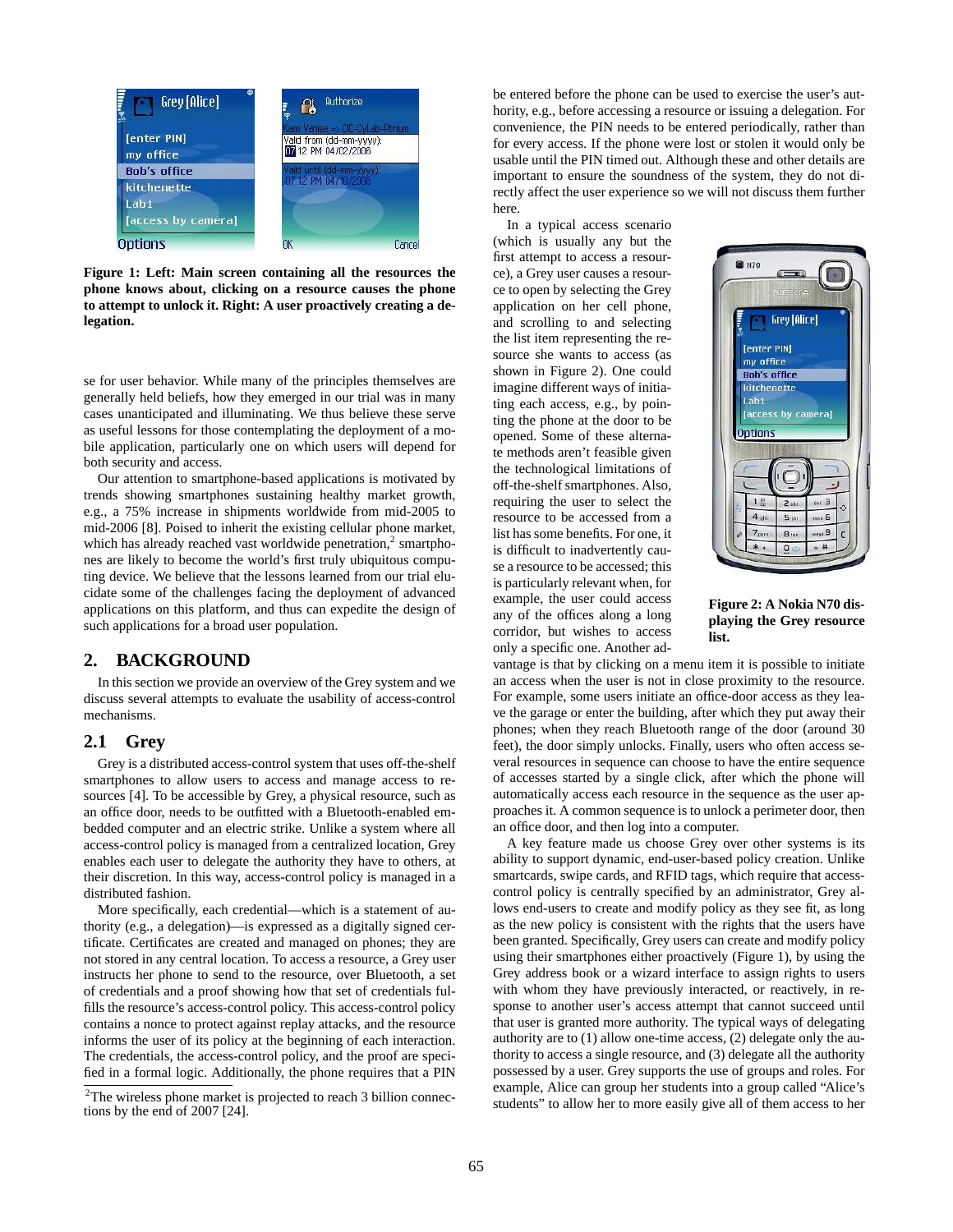Figure 1: Left: Main screen containing all the resources the phone knows about, clicking on a resource causes the phone to attempt to unlock it. Right: A user proactively creating a delegation.

se for user behavior. While many of the principles themselves are generally held beliefs, how they emerged in our trial was in many cases unanticipated and illuminating. We thus believe these serve as useful lessons for those contemplating the deployment of a mobile application, particularly one on which users will depend for both security and access.

Our attention to smartphone-based applications is motivated by trends showing smartphones sustaining healthy market growth, e.g., a 75% increase in shipments worldwide from mid-2005 to mid-2006 [8]. Poised to inherit the existing cellular phone market, which has already reached vast worldwide penetration,[2] smartphones are likely to become the world's first truly ubiquitous computing device. We believe that the lessons learned from our trial elucidate some of the challenges facing the deployment of advanced applications on this platform, and thus can expedite the design of such applications for a broad user population.

## 2. BACKGROUND

In this section we provide an overview of the Grey system and we discuss several attempts to evaluate the usability of access-control mechanisms.

### 2.1 Grey

Grey is a distributed access-control system that uses off-the-shelf smartphones to allow users to access and manage access to resources [4]. To be accessible by Grey, a physical resource, such as an office door, needs to be outfitted with a Bluetooth-enabled embedded computer and an electric strike. Unlike a system where all access-control policy is managed from a centralized location, Grey enables each user to delegate the authority they have to others, at their discretion. In this way, access-control policy is managed in a distributed fashion.

More specifically, each credential—which is a statement of authority (e.g., a delegation)—is expressed as a digitally signed certificate. Certificates are created and managed on phones; they are not stored in any central location. To access a resource, a Grey user instructs her phone to send to the resource, over Bluetooth, a set of credentials and a proof showing how that set of credentials fulfills the resource's access-control policy. This access-control policy contains a nonce to protect against replay attacks, and the resource informs the user of its policy at the beginning of each interaction. The credentials, the access-control policy, and the proof are specified in a formal logic. Additionally, the phone requires that a PIN be entered before the phone can be used to exercise the user's authority, e.g., before accessing a resource or issuing a delegation. For convenience, the PIN needs to be entered periodically, rather than for every access. If the phone were lost or stolen it would only be usable until the PIN timed out. Although these and other details are important to ensure the soundness of the system, they do not directly affect the user experience so we will not discuss them further here.

In a typical access scenario (which is usually any but the first attempt to access a resource), a Grey user causes a resource to open by selecting the Grey application on her cell phone, and scrolling to and selecting the list item representing the resource she wants to access (as shown in Figure 2). One could imagine different ways of initiating each access, e.g., by pointing the phone at the door to be opened. Some of these alternate methods aren't feasible given the technological limitations of off-the-shelf smartphones. Also, requiring the user to select the resource to be accessed from a list has some benefits. For one, it is difficult to inadvertently cause a resource to be accessed; this is particularly relevant when, for example, the user could access any of the offices along a long corridor, but wishes to access only a specific one. Another advantage is that by clicking on a menu item it is possible to initiate an access when the user is not in close proximity to the resource. For example, some users initiate an office-door access as they leave the garage or enter the building, after which they put away their phones; when they reach Bluetooth range of the door (around 30 feet), the door simply unlocks. Finally, users who often access several resources in sequence can choose to have the entire sequence of accesses started by a single click, after which the phone will automatically access each resource in the sequence as the user approaches it. A common sequence is to unlock a perimeter door, then an office door, and then log into a computer.

Figure 2: A Nokia N70 displaying the Grey resource list.

A key feature made us choose Grey over other systems is its ability to support dynamic, end-user-based policy creation. Unlike smartcards, swipe cards, and RFID tags, which require that access-control policy is centrally specified by an administrator, Grey allows end-users to create and modify policy as they see fit, as long as the new policy is consistent with the rights that the users have been granted. Specifically, Grey users can create and modify policy using their smartphones either proactively (Figure 1), by using the Grey address book or a wizard interface to assign rights to users with whom they have previously interacted, or reactively, in response to another user's access attempt that cannot succeed until that user is granted more authority. The typical ways of delegating authority are to (1) allow one-time access, (2) delegate only the authority to access a single resource, and (3) delegate all the authority possessed by a user. Grey supports the use of groups and roles. For example, Alice can group her students into a group called "Alice's students" to allow her to more easily give all of them access to her

[2] The wireless phone market is projected to reach 3 billion connections by the end of 2007 [24].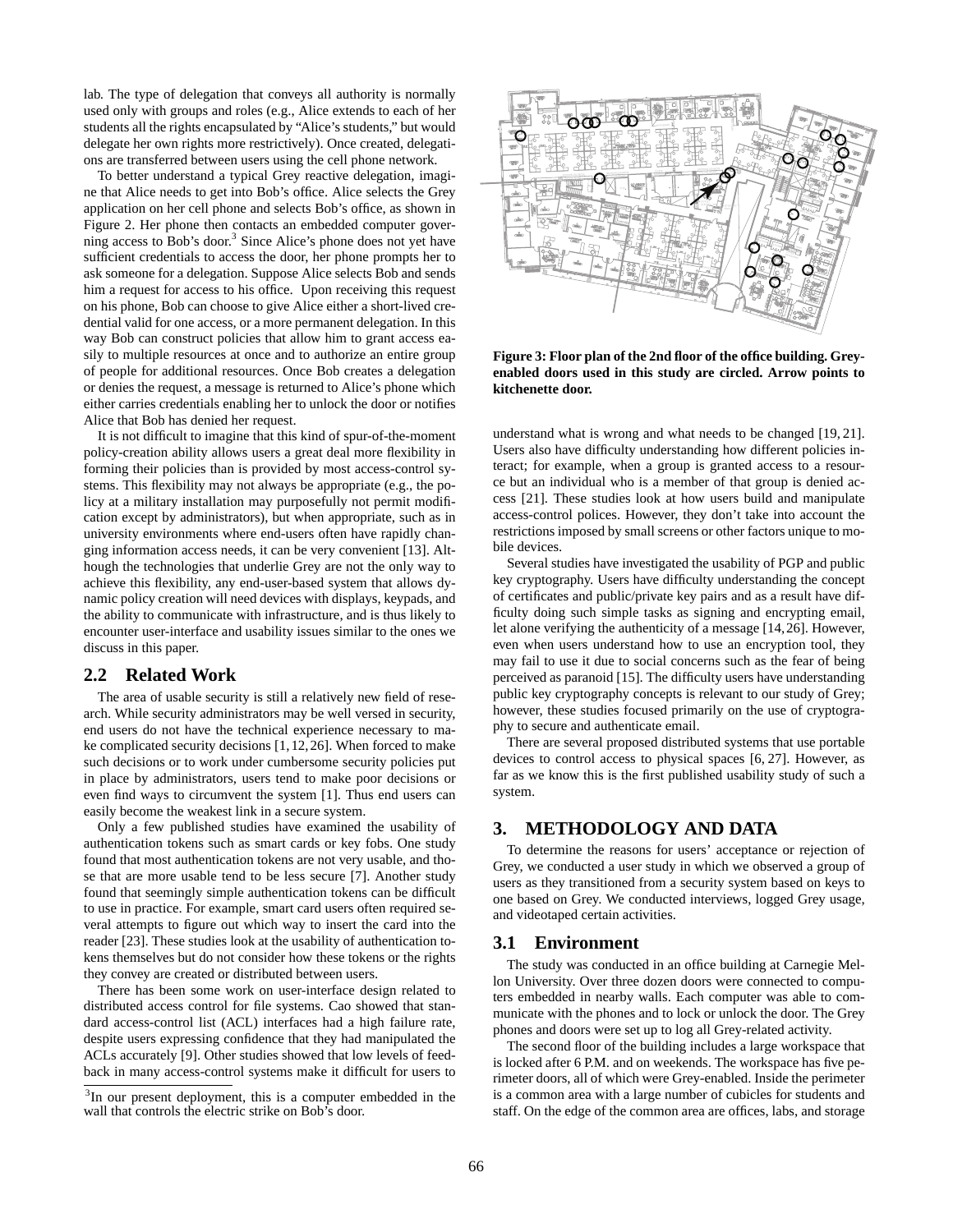lab. The type of delegation that conveys all authority is normally used only with groups and roles (e.g., Alice extends to each of her students all the rights encapsulated by "Alice's students," but would delegate her own rights more restrictively). Once created, delegations are transferred between users using the cell phone network.

To better understand a typical Grey reactive delegation, imagine that Alice needs to get into Bob's office. Alice selects the Grey application on her cell phone and selects Bob's office, as shown in Figure 2. Her phone then contacts an embedded computer governing access to Bob's door.[3] Since Alice's phone does not yet have sufficient credentials to access the door, her phone prompts her to ask someone for a delegation. Suppose Alice selects Bob and sends him a request for access to his office. Upon receiving this request on his phone, Bob can choose to give Alice either a short-lived credential valid for one access, or a more permanent delegation. In this way Bob can construct policies that allow him to grant access easily to multiple resources at once and to authorize an entire group of people for additional resources. Once Bob creates a delegation or denies the request, a message is returned to Alice's phone which either carries credentials enabling her to unlock the door or notifies Alice that Bob has denied her request.

It is not difficult to imagine that this kind of spur-of-the-moment policy-creation ability allows users a great deal more flexibility in forming their policies than is provided by most access-control systems. This flexibility may not always be appropriate (e.g., the policy at a military installation may purposefully not permit modification except by administrators), but when appropriate, such as in university environments where end-users often have rapidly changing information access needs, it can be very convenient [13]. Although the technologies that underlie Grey are not the only way to achieve this flexibility, any end-user-based system that allows dynamic policy creation will need devices with displays, keypads, and the ability to communicate with infrastructure, and is thus likely to encounter user-interface and usability issues similar to the ones we discuss in this paper.

## 2.2 Related Work

The area of usable security is still a relatively new field of research. While security administrators may be well versed in security, end users do not have the technical experience necessary to make complicated security decisions [1, 12, 26]. When forced to make such decisions or to work under cumbersome security policies put in place by administrators, users tend to make poor decisions or even find ways to circumvent the system [1]. Thus end users can easily become the weakest link in a secure system.

Only a few published studies have examined the usability of authentication tokens such as smart cards or key fobs. One study found that most authentication tokens are not very usable, and those that are more usable tend to be less secure [7]. Another study found that seemingly simple authentication tokens can be difficult to use in practice. For example, smart card users often required several attempts to figure out which way to insert the card into the reader [23]. These studies look at the usability of authentication tokens themselves but do not consider how these tokens or the rights they convey are created or distributed between users.

There has been some work on user-interface design related to distributed access control for file systems. Cao showed that standard access-control list (ACL) interfaces had a high failure rate, despite users expressing confidence that they had manipulated the ACLs accurately [9]. Other studies showed that low levels of feedback in many access-control systems make it difficult for users to understand what is wrong and what needs to be changed [19, 21]. Users also have difficulty understanding how different policies interact; for example, when a group is granted access to a resource but an individual who is a member of that group is denied access [21]. These studies look at how users build and manipulate access-control polices. However, they don't take into account the restrictions imposed by small screens or other factors unique to mobile devices.

Several studies have investigated the usability of PGP and public key cryptography. Users have difficulty understanding the concept of certificates and public/private key pairs and as a result have difficulty doing such simple tasks as signing and encrypting email, let alone verifying the authenticity of a message [14, 26]. However, even when users understand how to use an encryption tool, they may fail to use it due to social concerns such as the fear of being perceived as paranoid [15]. The difficulty users have understanding public key cryptography concepts is relevant to our study of Grey; however, these studies focused primarily on the use of cryptography to secure and authenticate email.

There are several proposed distributed systems that use portable devices to control access to physical spaces [6, 27]. However, as far as we know this is the first published usability study of such a system.

**Figure 3: Floor plan of the 2nd floor of the office building. Grey-enabled doors used in this study are circled. Arrow points to kitchenette door.**

# 3. METHODOLOGY AND DATA

To determine the reasons for users' acceptance or rejection of Grey, we conducted a user study in which we observed a group of users as they transitioned from a security system based on keys to one based on Grey. We conducted interviews, logged Grey usage, and videotaped certain activities.

## 3.1 Environment

The study was conducted in an office building at Carnegie Mellon University. Over three dozen doors were connected to computers embedded in nearby walls. Each computer was able to communicate with the phones and to lock or unlock the door. The Grey phones and doors were set up to log all Grey-related activity.

The second floor of the building includes a large workspace that is locked after 6 P.M. and on weekends. The workspace has five perimeter doors, all of which were Grey-enabled. Inside the perimeter is a common area with a large number of cubicles for students and staff. On the edge of the common area are offices, labs, and storage

[3] In our present deployment, this is a computer embedded in the wall that controls the electric strike on Bob's door.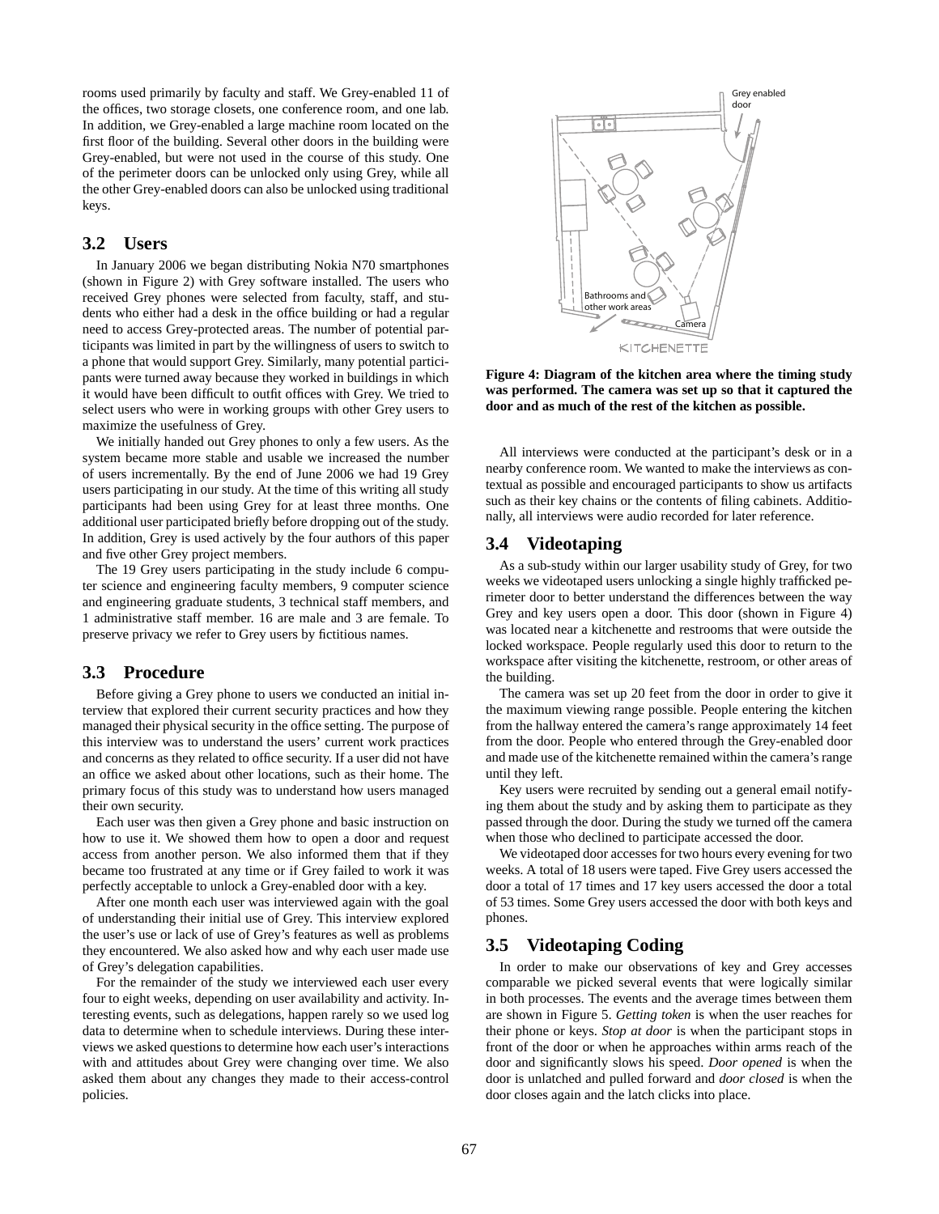rooms used primarily by faculty and staff. We Grey-enabled 11 of the offices, two storage closets, one conference room, and one lab. In addition, we Grey-enabled a large machine room located on the first floor of the building. Several other doors in the building were Grey-enabled, but were not used in the course of this study. One of the perimeter doors can be unlocked only using Grey, while all the other Grey-enabled doors can also be unlocked using traditional keys.

## 3.2 Users

In January 2006 we began distributing Nokia N70 smartphones (shown in Figure 2) with Grey software installed. The users who received Grey phones were selected from faculty, staff, and students who either had a desk in the office building or had a regular need to access Grey-protected areas. The number of potential participants was limited in part by the willingness of users to switch to a phone that would support Grey. Similarly, many potential participants were turned away because they worked in buildings in which it would have been difficult to outfit offices with Grey. We tried to select users who were in working groups with other Grey users to maximize the usefulness of Grey.

We initially handed out Grey phones to only a few users. As the system became more stable and usable we increased the number of users incrementally. By the end of June 2006 we had 19 Grey users participating in our study. At the time of this writing all study participants had been using Grey for at least three months. One additional user participated briefly before dropping out of the study. In addition, Grey is used actively by the four authors of this paper and five other Grey project members.

The 19 Grey users participating in the study include 6 computer science and engineering faculty members, 9 computer science and engineering graduate students, 3 technical staff members, and 1 administrative staff member. 16 are male and 3 are female. To preserve privacy we refer to Grey users by fictitious names.

## 3.3 Procedure

Before giving a Grey phone to users we conducted an initial interview that explored their current security practices and how they managed their physical security in the office setting. The purpose of this interview was to understand the users' current work practices and concerns as they related to office security. If a user did not have an office we asked about other locations, such as their home. The primary focus of this study was to understand how users managed their own security.

Each user was then given a Grey phone and basic instruction on how to use it. We showed them how to open a door and request access from another person. We also informed them that if they became too frustrated at any time or if Grey failed to work it was perfectly acceptable to unlock a Grey-enabled door with a key.

After one month each user was interviewed again with the goal of understanding their initial use of Grey. This interview explored the user's use or lack of use of Grey's features as well as problems they encountered. We also asked how and why each user made use of Grey's delegation capabilities.

For the remainder of the study we interviewed each user every four to eight weeks, depending on user availability and activity. Interesting events, such as delegations, happen rarely so we used log data to determine when to schedule interviews. During these interviews we asked questions to determine how each user's interactions with and attitudes about Grey were changing over time. We also asked them about any changes they made to their access-control policies.

**Figure 4: Diagram of the kitchen area where the timing study was performed. The camera was set up so that it captured the door and as much of the rest of the kitchen as possible.**

All interviews were conducted at the participant's desk or in a nearby conference room. We wanted to make the interviews as contextual as possible and encouraged participants to show us artifacts such as their key chains or the contents of filing cabinets. Additionally, all interviews were audio recorded for later reference.

## 3.4 Videotaping

As a sub-study within our larger usability study of Grey, for two weeks we videotaped users unlocking a single highly trafficked perimeter door to better understand the differences between the way Grey and key users open a door. This door (shown in Figure 4) was located near a kitchenette and restrooms that were outside the locked workspace. People regularly used this door to return to the workspace after visiting the kitchenette, restroom, or other areas of the building.

The camera was set up 20 feet from the door in order to give it the maximum viewing range possible. People entering the kitchen from the hallway entered the camera's range approximately 14 feet from the door. People who entered through the Grey-enabled door and made use of the kitchenette remained within the camera's range until they left.

Key users were recruited by sending out a general email notifying them about the study and by asking them to participate as they passed through the door. During the study we turned off the camera when those who declined to participate accessed the door.

We videotaped door accesses for two hours every evening for two weeks. A total of 18 users were taped. Five Grey users accessed the door a total of 17 times and 17 key users accessed the door a total of 53 times. Some Grey users accessed the door with both keys and phones.

## 3.5 Videotaping Coding

In order to make our observations of key and Grey accesses comparable we picked several events that were logically similar in both processes. The events and the average times between them are shown in Figure 5. *Getting token* is when the user reaches for their phone or keys. *Stop at door* is when the participant stops in front of the door or when he approaches within arms reach of the door and significantly slows his speed. *Door opened* is when the door is unlatched and pulled forward and *door closed* is when the door closes again and the latch clicks into place.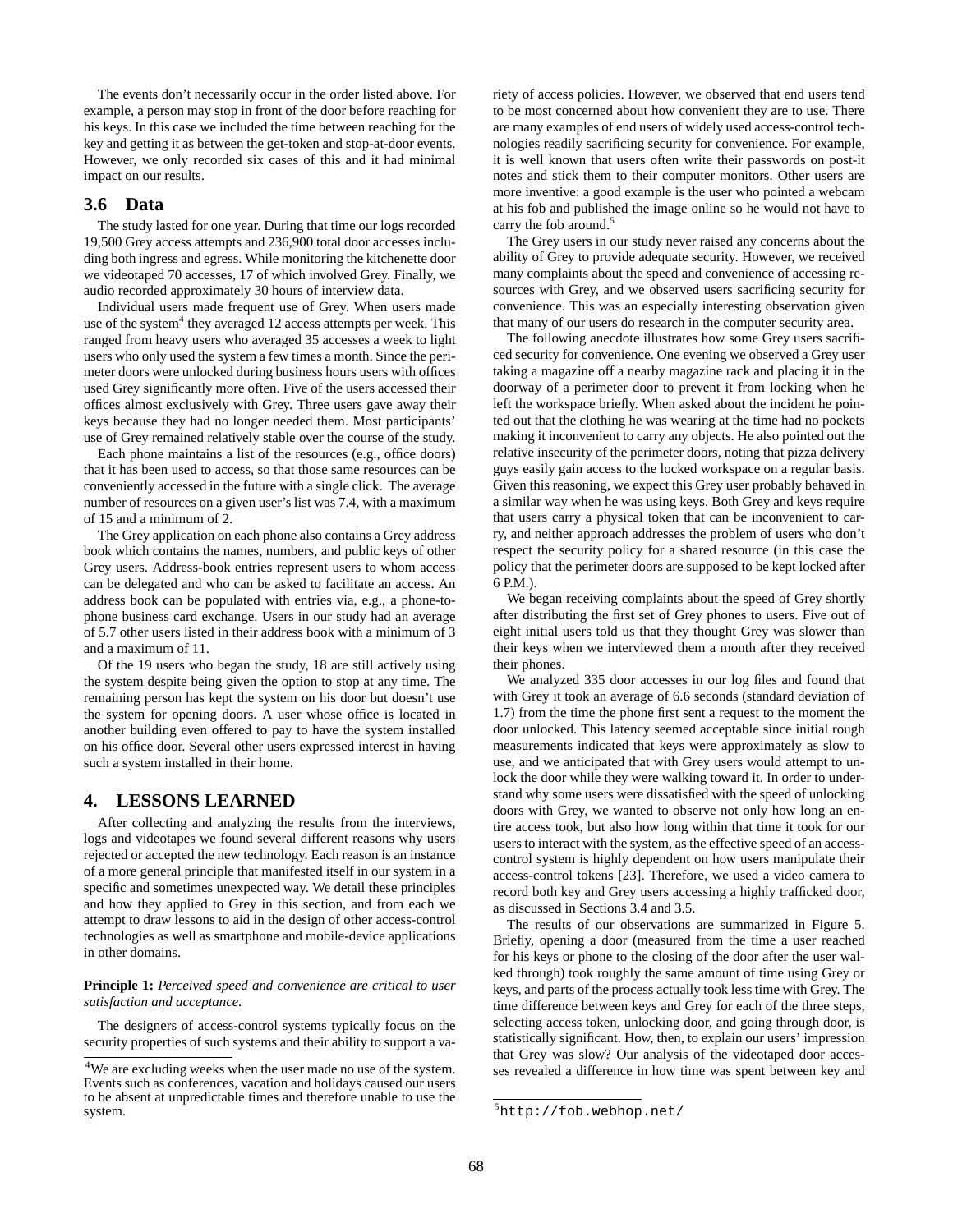The events don't necessarily occur in the order listed above. For example, a person may stop in front of the door before reaching for his keys. In this case we included the time between reaching for the key and getting it as between the get-token and stop-at-door events. However, we only recorded six cases of this and it had minimal impact on our results.

### 3.6 Data

The study lasted for one year. During that time our logs recorded 19,500 Grey access attempts and 236,900 total door accesses including both ingress and egress. While monitoring the kitchenette door we videotaped 70 accesses, 17 of which involved Grey. Finally, we audio recorded approximately 30 hours of interview data.

Individual users made frequent use of Grey. When users made use of the system[4] they averaged 12 access attempts per week. This ranged from heavy users who averaged 35 accesses a week to light users who only used the system a few times a month. Since the perimeter doors were unlocked during business hours users with offices used Grey significantly more often. Five of the users accessed their offices almost exclusively with Grey. Three users gave away their keys because they had no longer needed them. Most participants' use of Grey remained relatively stable over the course of the study.

Each phone maintains a list of the resources (e.g., office doors) that it has been used to access, so that those same resources can be conveniently accessed in the future with a single click. The average number of resources on a given user's list was 7.4, with a maximum of 15 and a minimum of 2.

The Grey application on each phone also contains a Grey address book which contains the names, numbers, and public keys of other Grey users. Address-book entries represent users to whom access can be delegated and who can be asked to facilitate an access. An address book can be populated with entries via, e.g., a phone-to-phone business card exchange. Users in our study had an average of 5.7 other users listed in their address book with a minimum of 3 and a maximum of 11.

Of the 19 users who began the study, 18 are still actively using the system despite being given the option to stop at any time. The remaining person has kept the system on his door but doesn't use the system for opening doors. A user whose office is located in another building even offered to pay to have the system installed on his office door. Several other users expressed interest in having such a system installed in their home.

## 4. LESSONS LEARNED

After collecting and analyzing the results from the interviews, logs and videotapes we found several different reasons why users rejected or accepted the new technology. Each reason is an instance of a more general principle that manifested itself in our system in a specific and sometimes unexpected way. We detail these principles and how they applied to Grey in this section, and from each we attempt to draw lessons to aid in the design of other access-control technologies as well as smartphone and mobile-device applications in other domains.

**Principle 1:** *Perceived speed and convenience are critical to user satisfaction and acceptance.*

The designers of access-control systems typically focus on the security properties of such systems and their ability to support a variety of access policies. However, we observed that end users tend to be most concerned about how convenient they are to use. There are many examples of end users of widely used access-control technologies readily sacrificing security for convenience. For example, it is well known that users often write their passwords on post-it notes and stick them to their computer monitors. Other users are more inventive: a good example is the user who pointed a webcam at his fob and published the image online so he would not have to carry the fob around.[5]

The Grey users in our study never raised any concerns about the ability of Grey to provide adequate security. However, we received many complaints about the speed and convenience of accessing resources with Grey, and we observed users sacrificing security for convenience. This was an especially interesting observation given that many of our users do research in the computer security area.

The following anecdote illustrates how some Grey users sacrificed security for convenience. One evening we observed a Grey user taking a magazine off a nearby magazine rack and placing it in the doorway of a perimeter door to prevent it from locking when he left the workspace briefly. When asked about the incident he pointed out that the clothing he was wearing at the time had no pockets making it inconvenient to carry any objects. He also pointed out the relative insecurity of the perimeter doors, noting that pizza delivery guys easily gain access to the locked workspace on a regular basis. Given this reasoning, we expect this Grey user probably behaved in a similar way when he was using keys. Both Grey and keys require that users carry a physical token that can be inconvenient to carry, and neither approach addresses the problem of users who don't respect the security policy for a shared resource (in this case the policy that the perimeter doors are supposed to be kept locked after 6 P.M.).

We began receiving complaints about the speed of Grey shortly after distributing the first set of Grey phones to users. Five out of eight initial users told us that they thought Grey was slower than their keys when we interviewed them a month after they received their phones.

We analyzed 335 door accesses in our log files and found that with Grey it took an average of 6.6 seconds (standard deviation of 1.7) from the time the phone first sent a request to the moment the door unlocked. This latency seemed acceptable since initial rough measurements indicated that keys were approximately as slow to use, and we anticipated that with Grey users would attempt to unlock the door while they were walking toward it. In order to understand why some users were dissatisfied with the speed of unlocking doors with Grey, we wanted to observe not only how long an entire access took, but also how long within that time it took for our users to interact with the system, as the effective speed of an access-control system is highly dependent on how users manipulate their access-control tokens [23]. Therefore, we used a video camera to record both key and Grey users accessing a highly trafficked door, as discussed in Sections 3.4 and 3.5.

The results of our observations are summarized in Figure 5. Briefly, opening a door (measured from the time a user reached for his keys or phone to the closing of the door after the user walked through) took roughly the same amount of time using Grey or keys, and parts of the process actually took less time with Grey. The time difference between keys and Grey for each of the three steps, selecting access token, unlocking door, and going through door, is statistically significant. How, then, to explain our users' impression that Grey was slow? Our analysis of the videotaped door accesses revealed a difference in how time was spent between key and

[4] We are excluding weeks when the user made no use of the system. Events such as conferences, vacation and holidays caused our users to be absent at unpredictable times and therefore unable to use the system.

[5] http://fob.webhop.net/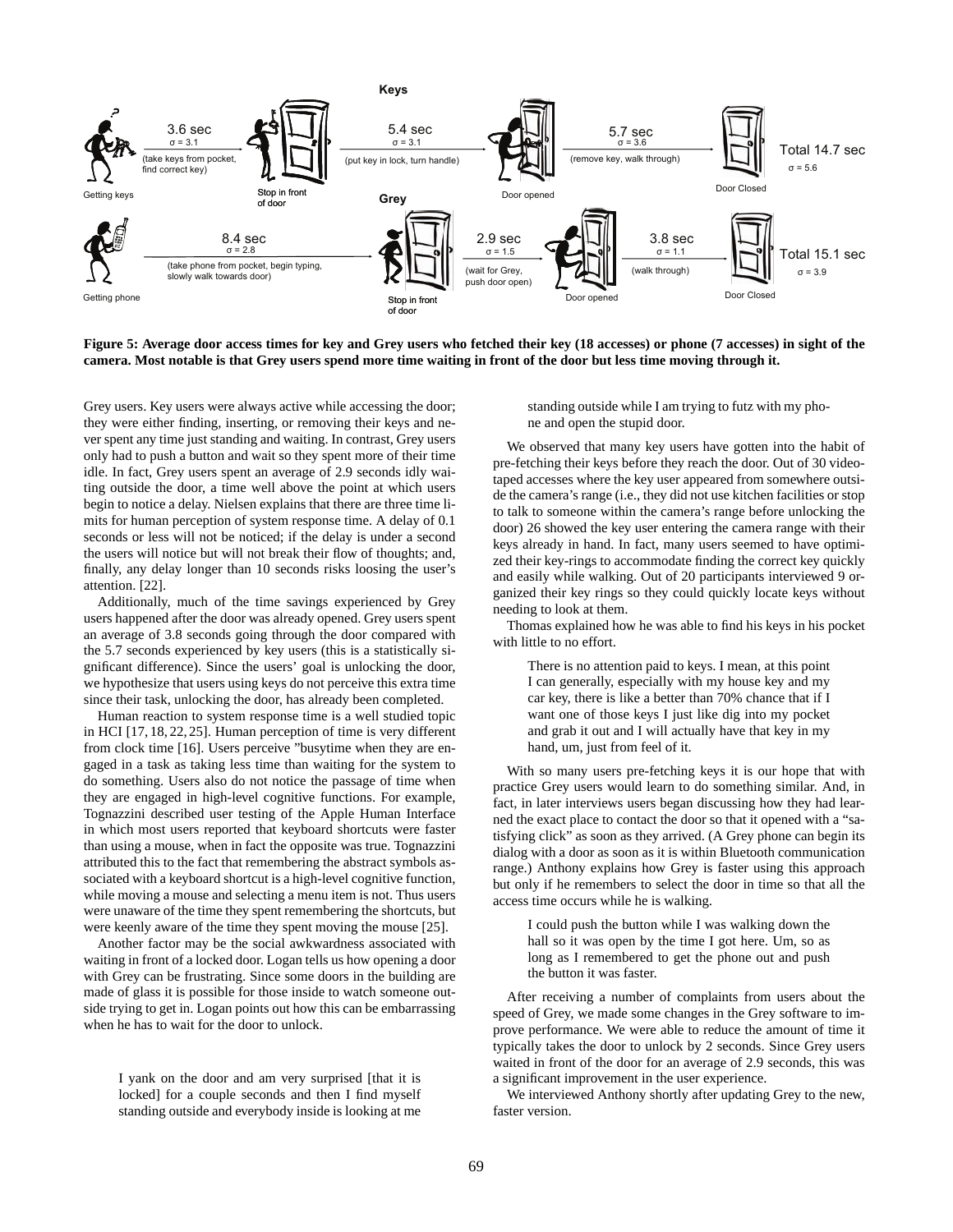Keys

3.6 sec
σ = 3.1
(take keys from pocket, find correct key)

Getting keys

Stop in front of door

5.4 sec
σ = 3.1
(put key in lock, turn handle)

Door opened

5.7 sec
σ = 3.6
(remove key, walk through)

Door Closed

Total 14.7 sec
σ = 5.6

Grey

8.4 sec
σ = 2.8
(take phone from pocket, begin typing, slowly walk towards door)

Getting phone

Stop in front of door

2.9 sec
σ = 1.5
(wait for Grey, push door open)

Door opened

3.8 sec
σ = 1.1
(walk through)

Door Closed

Total 15.1 sec
σ = 3.9

**Figure 5: Average door access times for key and Grey users who fetched their key (18 accesses) or phone (7 accesses) in sight of the camera. Most notable is that Grey users spend more time waiting in front of the door but less time moving through it.**

Grey users. Key users were always active while accessing the door; they were either finding, inserting, or removing their keys and never spent any time just standing and waiting. In contrast, Grey users only had to push a button and wait so they spent more of their time idle. In fact, Grey users spent an average of 2.9 seconds idly waiting outside the door, a time well above the point at which users begin to notice a delay. Nielsen explains that there are three time limits for human perception of system response time. A delay of 0.1 seconds or less will not be noticed; if the delay is under a second the users will notice but will not break their flow of thoughts; and, finally, any delay longer than 10 seconds risks loosing the user's attention. [22].

Additionally, much of the time savings experienced by Grey users happened after the door was already opened. Grey users spent an average of 3.8 seconds going through the door compared with the 5.7 seconds experienced by key users (this is a statistically significant difference). Since the users' goal is unlocking the door, we hypothesize that users using keys do not perceive this extra time since their task, unlocking the door, has already been completed.

Human reaction to system response time is a well studied topic in HCI [17, 18, 22, 25]. Human perception of time is very different from clock time [16]. Users perceive "busytime when they are engaged in a task as taking less time than waiting for the system to do something. Users also do not notice the passage of time when they are engaged in high-level cognitive functions. For example, Tognazzini described user testing of the Apple Human Interface in which most users reported that keyboard shortcuts were faster than using a mouse, when in fact the opposite was true. Tognazzini attributed this to the fact that remembering the abstract symbols associated with a keyboard shortcut is a high-level cognitive function, while moving a mouse and selecting a menu item is not. Thus users were unaware of the time they spent remembering the shortcuts, but were keenly aware of the time they spent moving the mouse [25].

Another factor may be the social awkwardness associated with waiting in front of a locked door. Logan tells us how opening a door with Grey can be frustrating. Since some doors in the building are made of glass it is possible for those inside to watch someone outside trying to get in. Logan points out how this can be embarrassing when he has to wait for the door to unlock.

> I yank on the door and am very surprised [that it is locked] for a couple seconds and then I find myself standing outside and everybody inside is looking at me standing outside while I am trying to futz with my phone and open the stupid door.

We observed that many key users have gotten into the habit of pre-fetching their keys before they reach the door. Out of 30 videotaped accesses where the key user appeared from somewhere outside the camera's range (i.e., they did not use kitchen facilities or stop to talk to someone within the camera's range before unlocking the door) 26 showed the key user entering the camera range with their keys already in hand. In fact, many users seemed to have optimized their key-rings to accommodate finding the correct key quickly and easily while walking. Out of 20 participants interviewed 9 organized their key rings so they could quickly locate keys without needing to look at them.

Thomas explained how he was able to find his keys in his pocket with little to no effort.

> There is no attention paid to keys. I mean, at this point I can generally, especially with my house key and my car key, there is like a better than 70% chance that if I want one of those keys I just like dig into my pocket and grab it out and I will actually have that key in my hand, um, just from feel of it.

With so many users pre-fetching keys it is our hope that with practice Grey users would learn to do something similar. And, in fact, in later interviews users began discussing how they had learned the exact place to contact the door so that it opened with a "satisfying click" as soon as they arrived. (A Grey phone can begin its dialog with a door as soon as it is within Bluetooth communication range.) Anthony explains how Grey is faster using this approach but only if he remembers to select the door in time so that all the access time occurs while he is walking.

> I could push the button while I was walking down the hall so it was open by the time I got here. Um, so as long as I remembered to get the phone out and push the button it was faster.

After receiving a number of complaints from users about the speed of Grey, we made some changes in the Grey software to improve performance. We were able to reduce the amount of time it typically takes the door to unlock by 2 seconds. Since Grey users waited in front of the door for an average of 2.9 seconds, this was a significant improvement in the user experience.

We interviewed Anthony shortly after updating Grey to the new, faster version.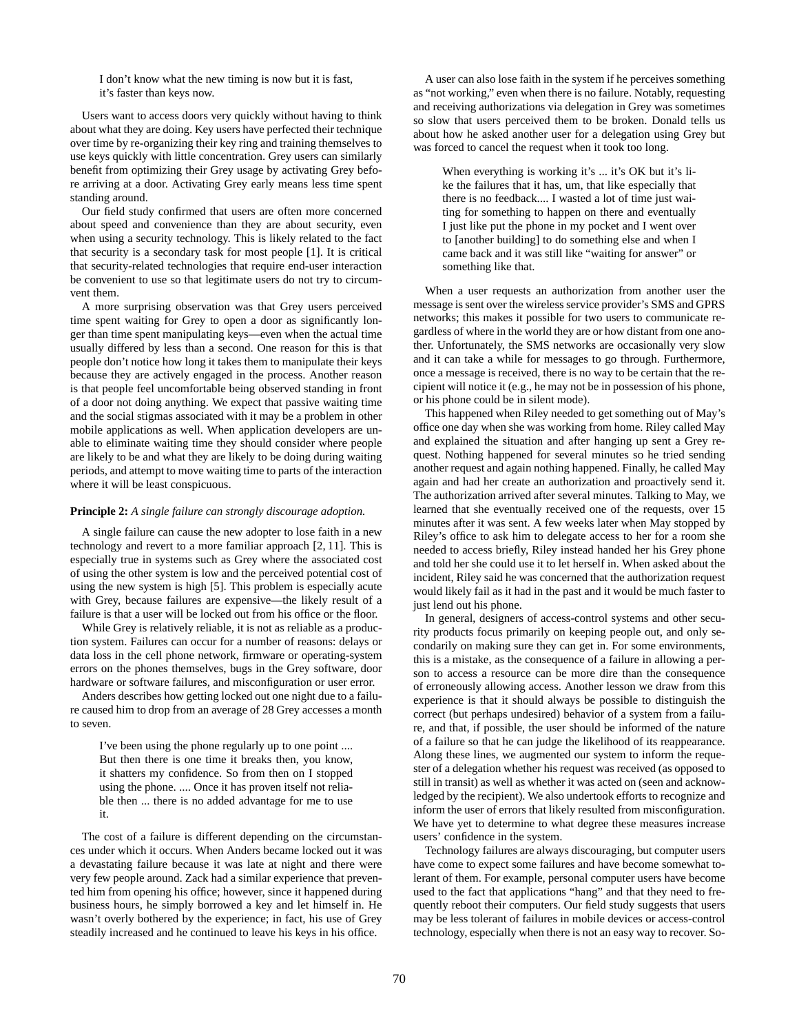> I don't know what the new timing is now but it is fast, it's faster than keys now.

Users want to access doors very quickly without having to think about what they are doing. Key users have perfected their technique over time by re-organizing their key ring and training themselves to use keys quickly with little concentration. Grey users can similarly benefit from optimizing their Grey usage by activating Grey before arriving at a door. Activating Grey early means less time spent standing around.

Our field study confirmed that users are often more concerned about speed and convenience than they are about security, even when using a security technology. This is likely related to the fact that security is a secondary task for most people [1]. It is critical that security-related technologies that require end-user interaction be convenient to use so that legitimate users do not try to circumvent them.

A more surprising observation was that Grey users perceived time spent waiting for Grey to open a door as significantly longer than time spent manipulating keys—even when the actual time usually differed by less than a second. One reason for this is that people don't notice how long it takes them to manipulate their keys because they are actively engaged in the process. Another reason is that people feel uncomfortable being observed standing in front of a door not doing anything. We expect that passive waiting time and the social stigmas associated with it may be a problem in other mobile applications as well. When application developers are unable to eliminate waiting time they should consider where people are likely to be and what they are likely to be doing during waiting periods, and attempt to move waiting time to parts of the interaction where it will be least conspicuous.

**Principle 2:** *A single failure can strongly discourage adoption.*

A single failure can cause the new adopter to lose faith in a new technology and revert to a more familiar approach [2, 11]. This is especially true in systems such as Grey where the associated cost of using the other system is low and the perceived potential cost of using the new system is high [5]. This problem is especially acute with Grey, because failures are expensive—the likely result of a failure is that a user will be locked out from his office or the floor.

While Grey is relatively reliable, it is not as reliable as a production system. Failures can occur for a number of reasons: delays or data loss in the cell phone network, firmware or operating-system errors on the phones themselves, bugs in the Grey software, door hardware or software failures, and misconfiguration or user error.

Anders describes how getting locked out one night due to a failure caused him to drop from an average of 28 Grey accesses a month to seven.

> I've been using the phone regularly up to one point .... But then there is one time it breaks then, you know, it shatters my confidence. So from then on I stopped using the phone. .... Once it has proven itself not reliable then ... there is no added advantage for me to use it.

The cost of a failure is different depending on the circumstances under which it occurs. When Anders became locked out it was a devastating failure because it was late at night and there were very few people around. Zack had a similar experience that prevented him from opening his office; however, since it happened during business hours, he simply borrowed a key and let himself in. He wasn't overly bothered by the experience; in fact, his use of Grey steadily increased and he continued to leave his keys in his office.

A user can also lose faith in the system if he perceives something as "not working," even when there is no failure. Notably, requesting and receiving authorizations via delegation in Grey was sometimes so slow that users perceived them to be broken. Donald tells us about how he asked another user for a delegation using Grey but was forced to cancel the request when it took too long.

> When everything is working it's ... it's OK but it's like the failures that it has, um, that like especially that there is no feedback.... I wasted a lot of time just waiting for something to happen on there and eventually I just like put the phone in my pocket and I went over to [another building] to do something else and when I came back and it was still like "waiting for answer" or something like that.

When a user requests an authorization from another user the message is sent over the wireless service provider's SMS and GPRS networks; this makes it possible for two users to communicate regardless of where in the world they are or how distant from one another. Unfortunately, the SMS networks are occasionally very slow and it can take a while for messages to go through. Furthermore, once a message is received, there is no way to be certain that the recipient will notice it (e.g., he may not be in possession of his phone, or his phone could be in silent mode).

This happened when Riley needed to get something out of May's office one day when she was working from home. Riley called May and explained the situation and after hanging up sent a Grey request. Nothing happened for several minutes so he tried sending another request and again nothing happened. Finally, he called May again and had her create an authorization and proactively send it. The authorization arrived after several minutes. Talking to May, we learned that she eventually received one of the requests, over 15 minutes after it was sent. A few weeks later when May stopped by Riley's office to ask him to delegate access to her for a room she needed to access briefly, Riley instead handed her his Grey phone and told her she could use it to let herself in. When asked about the incident, Riley said he was concerned that the authorization request would likely fail as it had in the past and it would be much faster to just lend out his phone.

In general, designers of access-control systems and other security products focus primarily on keeping people out, and only secondarily on making sure they can get in. For some environments, this is a mistake, as the consequence of a failure in allowing a person to access a resource can be more dire than the consequence of erroneously allowing access. Another lesson we draw from this experience is that it should always be possible to distinguish the correct (but perhaps undesired) behavior of a system from a failure, and that, if possible, the user should be informed of the nature of a failure so that he can judge the likelihood of its reappearance. Along these lines, we augmented our system to inform the requester of a delegation whether his request was received (as opposed to still in transit) as well as whether it was acted on (seen and acknowledged by the recipient). We also undertook efforts to recognize and inform the user of errors that likely resulted from misconfiguration. We have yet to determine to what degree these measures increase users' confidence in the system.

Technology failures are always discouraging, but computer users have come to expect some failures and have become somewhat tolerant of them. For example, personal computer users have become used to the fact that applications "hang" and that they need to frequently reboot their computers. Our field study suggests that users may be less tolerant of failures in mobile devices or access-control technology, especially when there is not an easy way to recover. So-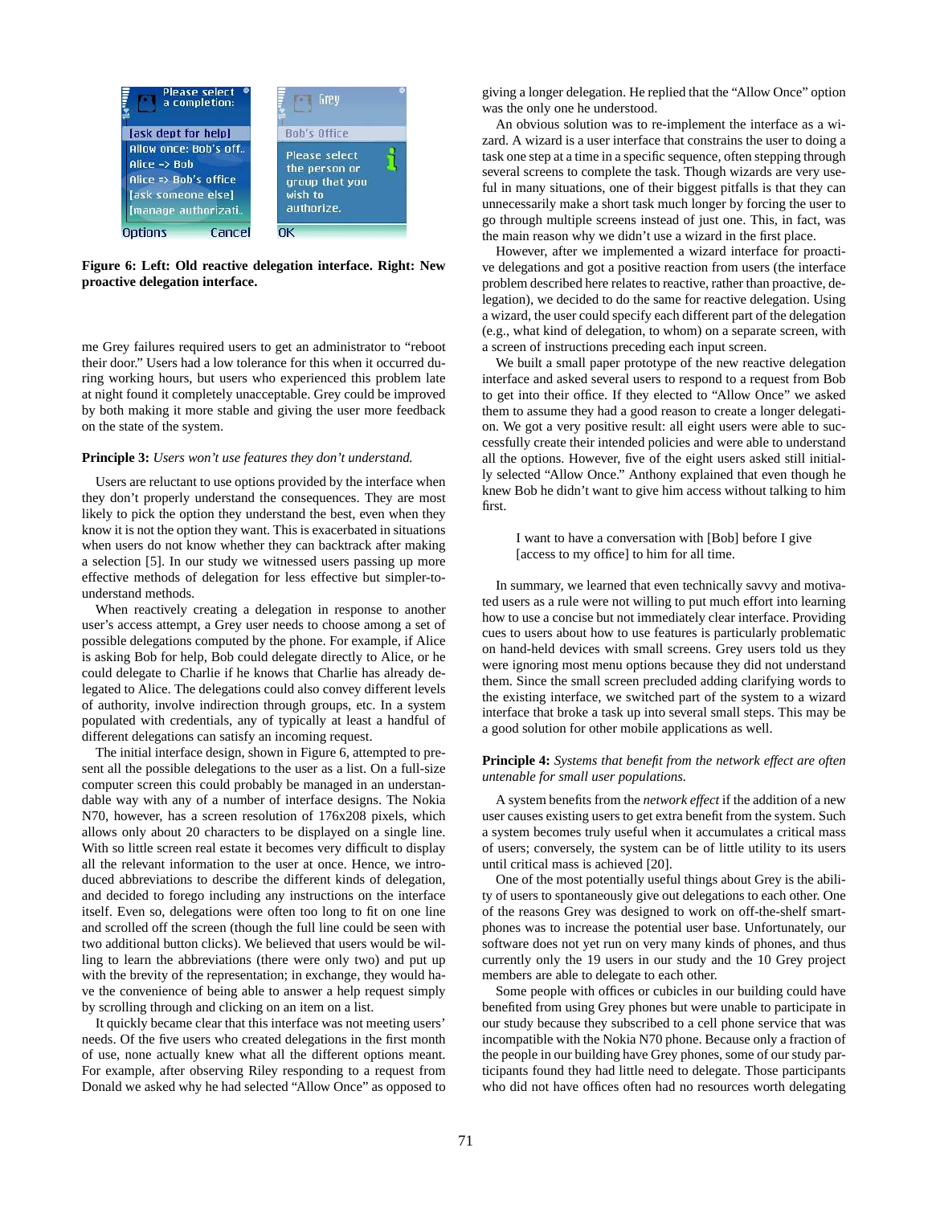**Figure 6: Left: Old reactive delegation interface. Right: New proactive delegation interface.**

me Grey failures required users to get an administrator to "reboot their door." Users had a low tolerance for this when it occurred during working hours, but users who experienced this problem late at night found it completely unacceptable. Grey could be improved by both making it more stable and giving the user more feedback on the state of the system.

**Principle 3:** *Users won't use features they don't understand.*

Users are reluctant to use options provided by the interface when they don't properly understand the consequences. They are most likely to pick the option they understand the best, even when they know it is not the option they want. This is exacerbated in situations when users do not know whether they can backtrack after making a selection [5]. In our study we witnessed users passing up more effective methods of delegation for less effective but simpler-to-understand methods.

When reactively creating a delegation in response to another user's access attempt, a Grey user needs to choose among a set of possible delegations computed by the phone. For example, if Alice is asking Bob for help, Bob could delegate directly to Alice, or he could delegate to Charlie if he knows that Charlie has already delegated to Alice. The delegations could also convey different levels of authority, involve indirection through groups, etc. In a system populated with credentials, any of typically at least a handful of different delegations can satisfy an incoming request.

The initial interface design, shown in Figure 6, attempted to present all the possible delegations to the user as a list. On a full-size computer screen this could probably be managed in an understandable way with any of a number of interface designs. The Nokia N70, however, has a screen resolution of 176x208 pixels, which allows only about 20 characters to be displayed on a single line. With so little screen real estate it becomes very difficult to display all the relevant information to the user at once. Hence, we introduced abbreviations to describe the different kinds of delegation, and decided to forego including any instructions on the interface itself. Even so, delegations were often too long to fit on one line and scrolled off the screen (though the full line could be seen with two additional button clicks). We believed that users would be willing to learn the abbreviations (there were only two) and put up with the brevity of the representation; in exchange, they would have the convenience of being able to answer a help request simply by scrolling through and clicking on an item on a list.

It quickly became clear that this interface was not meeting users' needs. Of the five users who created delegations in the first month of use, none actually knew what all the different options meant. For example, after observing Riley responding to a request from Donald we asked why he had selected "Allow Once" as opposed to giving a longer delegation. He replied that the "Allow Once" option was the only one he understood.

An obvious solution was to re-implement the interface as a wizard. A wizard is a user interface that constrains the user to doing a task one step at a time in a specific sequence, often stepping through several screens to complete the task. Though wizards are very useful in many situations, one of their biggest pitfalls is that they can unnecessarily make a short task much longer by forcing the user to go through multiple screens instead of just one. This, in fact, was the main reason why we didn't use a wizard in the first place.

However, after we implemented a wizard interface for proactive delegations and got a positive reaction from users (the interface problem described here relates to reactive, rather than proactive, delegation), we decided to do the same for reactive delegation. Using a wizard, the user could specify each different part of the delegation (e.g., what kind of delegation, to whom) on a separate screen, with a screen of instructions preceding each input screen.

We built a small paper prototype of the new reactive delegation interface and asked several users to respond to a request from Bob to get into their office. If they elected to "Allow Once" we asked them to assume they had a good reason to create a longer delegation. We got a very positive result: all eight users were able to successfully create their intended policies and were able to understand all the options. However, five of the eight users asked still initially selected "Allow Once." Anthony explained that even though he knew Bob he didn't want to give him access without talking to him first.

> I want to have a conversation with [Bob] before I give [access to my office] to him for all time.

In summary, we learned that even technically savvy and motivated users as a rule were not willing to put much effort into learning how to use a concise but not immediately clear interface. Providing cues to users about how to use features is particularly problematic on hand-held devices with small screens. Grey users told us they were ignoring most menu options because they did not understand them. Since the small screen precluded adding clarifying words to the existing interface, we switched part of the system to a wizard interface that broke a task up into several small steps. This may be a good solution for other mobile applications as well.

**Principle 4:** *Systems that benefit from the network effect are often untenable for small user populations.*

A system benefits from the *network effect* if the addition of a new user causes existing users to get extra benefit from the system. Such a system becomes truly useful when it accumulates a critical mass of users; conversely, the system can be of little utility to its users until critical mass is achieved [20].

One of the most potentially useful things about Grey is the ability of users to spontaneously give out delegations to each other. One of the reasons Grey was designed to work on off-the-shelf smartphones was to increase the potential user base. Unfortunately, our software does not yet run on very many kinds of phones, and thus currently only the 19 users in our study and the 10 Grey project members are able to delegate to each other.

Some people with offices or cubicles in our building could have benefited from using Grey phones but were unable to participate in our study because they subscribed to a cell phone service that was incompatible with the Nokia N70 phone. Because only a fraction of the people in our building have Grey phones, some of our study participants found they had little need to delegate. Those participants who did not have offices often had no resources worth delegating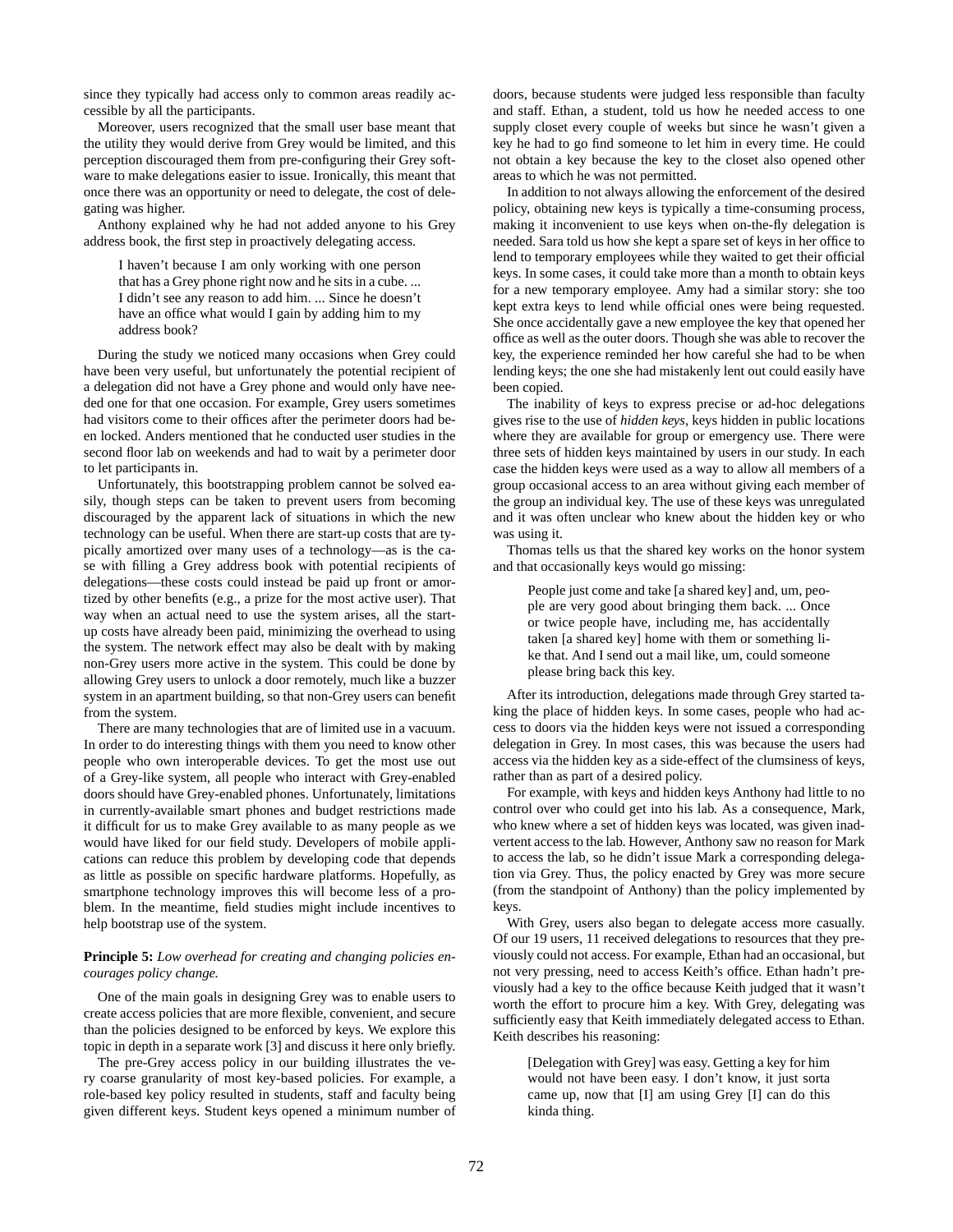since they typically had access only to common areas readily accessible by all the participants.

Moreover, users recognized that the small user base meant that the utility they would derive from Grey would be limited, and this perception discouraged them from pre-configuring their Grey software to make delegations easier to issue. Ironically, this meant that once there was an opportunity or need to delegate, the cost of delegating was higher.

Anthony explained why he had not added anyone to his Grey address book, the first step in proactively delegating access.

> I haven't because I am only working with one person that has a Grey phone right now and he sits in a cube. ... I didn't see any reason to add him. ... Since he doesn't have an office what would I gain by adding him to my address book?

During the study we noticed many occasions when Grey could have been very useful, but unfortunately the potential recipient of a delegation did not have a Grey phone and would only have needed one for that one occasion. For example, Grey users sometimes had visitors come to their offices after the perimeter doors had been locked. Anders mentioned that he conducted user studies in the second floor lab on weekends and had to wait by a perimeter door to let participants in.

Unfortunately, this bootstrapping problem cannot be solved easily, though steps can be taken to prevent users from becoming discouraged by the apparent lack of situations in which the new technology can be useful. When there are start-up costs that are typically amortized over many uses of a technology—as is the case with filling a Grey address book with potential recipients of delegations—these costs could instead be paid up front or amortized by other benefits (e.g., a prize for the most active user). That way when an actual need to use the system arises, all the start-up costs have already been paid, minimizing the overhead to using the system. The network effect may also be dealt with by making non-Grey users more active in the system. This could be done by allowing Grey users to unlock a door remotely, much like a buzzer system in an apartment building, so that non-Grey users can benefit from the system.

There are many technologies that are of limited use in a vacuum. In order to do interesting things with them you need to know other people who own interoperable devices. To get the most use out of a Grey-like system, all people who interact with Grey-enabled doors should have Grey-enabled phones. Unfortunately, limitations in currently-available smart phones and budget restrictions made it difficult for us to make Grey available to as many people as we would have liked for our field study. Developers of mobile applications can reduce this problem by developing code that depends as little as possible on specific hardware platforms. Hopefully, as smartphone technology improves this will become less of a problem. In the meantime, field studies might include incentives to help bootstrap use of the system.

**Principle 5:** *Low overhead for creating and changing policies encourages policy change.*

One of the main goals in designing Grey was to enable users to create access policies that are more flexible, convenient, and secure than the policies designed to be enforced by keys. We explore this topic in depth in a separate work [3] and discuss it here only briefly.

The pre-Grey access policy in our building illustrates the very coarse granularity of most key-based policies. For example, a role-based key policy resulted in students, staff and faculty being given different keys. Student keys opened a minimum number of doors, because students were judged less responsible than faculty and staff. Ethan, a student, told us how he needed access to one supply closet every couple of weeks but since he wasn't given a key he had to go find someone to let him in every time. He could not obtain a key because the key to the closet also opened other areas to which he was not permitted.

In addition to not always allowing the enforcement of the desired policy, obtaining new keys is typically a time-consuming process, making it inconvenient to use keys when on-the-fly delegation is needed. Sara told us how she kept a spare set of keys in her office to lend to temporary employees while they waited to get their official keys. In some cases, it could take more than a month to obtain keys for a new temporary employee. Amy had a similar story: she too kept extra keys to lend while official ones were being requested. She once accidentally gave a new employee the key that opened her office as well as the outer doors. Though she was able to recover the key, the experience reminded her how careful she had to be when lending keys; the one she had mistakenly lent out could easily have been copied.

The inability of keys to express precise or ad-hoc delegations gives rise to the use of *hidden keys*, keys hidden in public locations where they are available for group or emergency use. There were three sets of hidden keys maintained by users in our study. In each case the hidden keys were used as a way to allow all members of a group occasional access to an area without giving each member of the group an individual key. The use of these keys was unregulated and it was often unclear who knew about the hidden key or who was using it.

Thomas tells us that the shared key works on the honor system and that occasionally keys would go missing:

> People just come and take [a shared key] and, um, people are very good about bringing them back. ... Once or twice people have, including me, has accidentally taken [a shared key] home with them or something like that. And I send out a mail like, um, could someone please bring back this key.

After its introduction, delegations made through Grey started taking the place of hidden keys. In some cases, people who had access to doors via the hidden keys were not issued a corresponding delegation in Grey. In most cases, this was because the users had access via the hidden key as a side-effect of the clumsiness of keys, rather than as part of a desired policy.

For example, with keys and hidden keys Anthony had little to no control over who could get into his lab. As a consequence, Mark, who knew where a set of hidden keys was located, was given inadvertent access to the lab. However, Anthony saw no reason for Mark to access the lab, so he didn't issue Mark a corresponding delegation via Grey. Thus, the policy enacted by Grey was more secure (from the standpoint of Anthony) than the policy implemented by keys.

With Grey, users also began to delegate access more casually. Of our 19 users, 11 received delegations to resources that they previously could not access. For example, Ethan had an occasional, but not very pressing, need to access Keith's office. Ethan hadn't previously had a key to the office because Keith judged that it wasn't worth the effort to procure him a key. With Grey, delegating was sufficiently easy that Keith immediately delegated access to Ethan. Keith describes his reasoning:

> [Delegation with Grey] was easy. Getting a key for him would not have been easy. I don't know, it just sorta came up, now that [I] am using Grey [I] can do this kinda thing.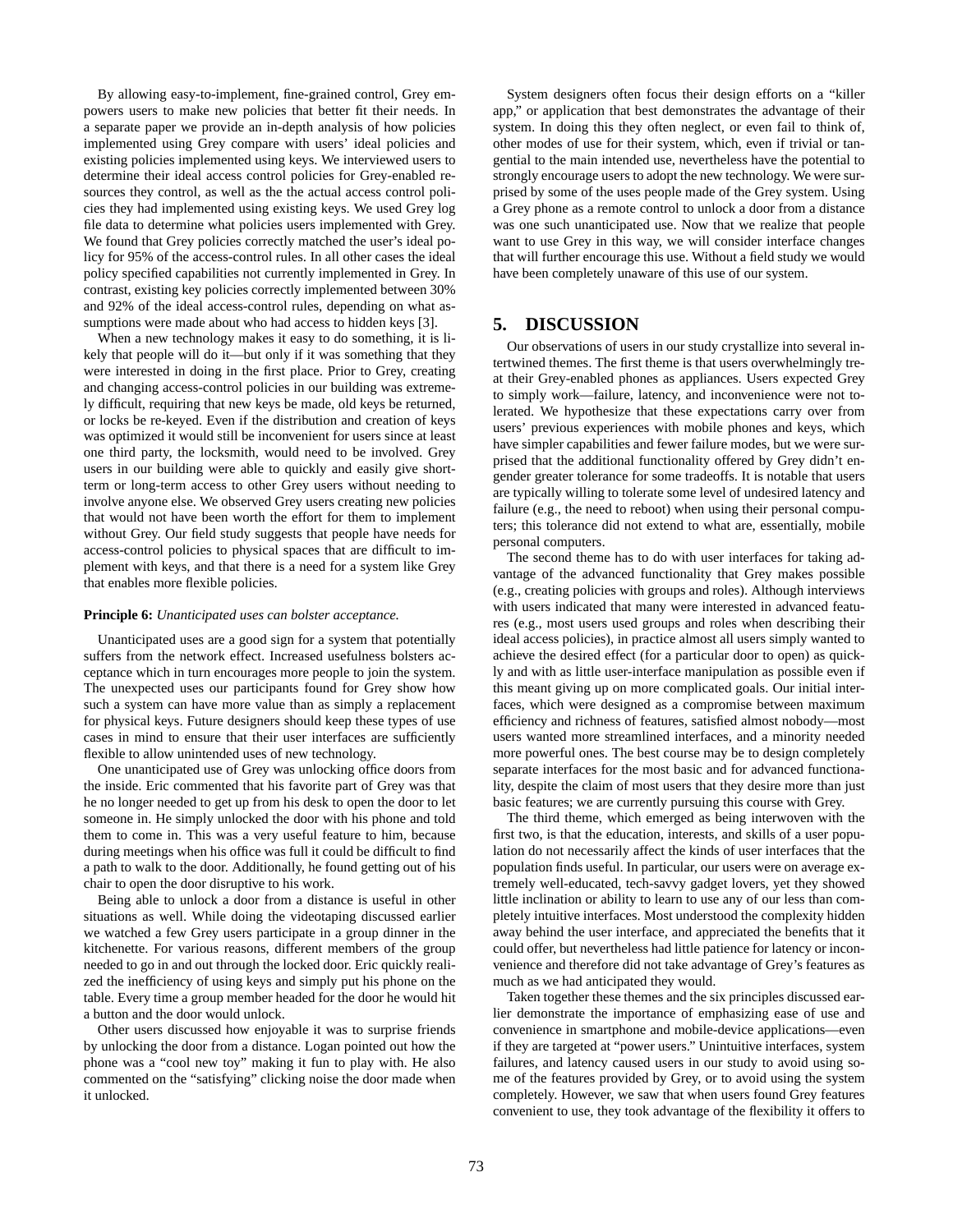By allowing easy-to-implement, fine-grained control, Grey empowers users to make new policies that better fit their needs. In a separate paper we provide an in-depth analysis of how policies implemented using Grey compare with users' ideal policies and existing policies implemented using keys. We interviewed users to determine their ideal access control policies for Grey-enabled resources they control, as well as the the actual access control policies they had implemented using existing keys. We used Grey log file data to determine what policies users implemented with Grey. We found that Grey policies correctly matched the user's ideal policy for 95% of the access-control rules. In all other cases the ideal policy specified capabilities not currently implemented in Grey. In contrast, existing key policies correctly implemented between 30% and 92% of the ideal access-control rules, depending on what assumptions were made about who had access to hidden keys [3].

When a new technology makes it easy to do something, it is likely that people will do it—but only if it was something that they were interested in doing in the first place. Prior to Grey, creating and changing access-control policies in our building was extremely difficult, requiring that new keys be made, old keys be returned, or locks be re-keyed. Even if the distribution and creation of keys was optimized it would still be inconvenient for users since at least one third party, the locksmith, would need to be involved. Grey users in our building were able to quickly and easily give short-term or long-term access to other Grey users without needing to involve anyone else. We observed Grey users creating new policies that would not have been worth the effort for them to implement without Grey. Our field study suggests that people have needs for access-control policies to physical spaces that are difficult to implement with keys, and that there is a need for a system like Grey that enables more flexible policies.

**Principle 6:** *Unanticipated uses can bolster acceptance.*

Unanticipated uses are a good sign for a system that potentially suffers from the network effect. Increased usefulness bolsters acceptance which in turn encourages more people to join the system. The unexpected uses our participants found for Grey show how such a system can have more value than as simply a replacement for physical keys. Future designers should keep these types of use cases in mind to ensure that their user interfaces are sufficiently flexible to allow unintended uses of new technology.

One unanticipated use of Grey was unlocking office doors from the inside. Eric commented that his favorite part of Grey was that he no longer needed to get up from his desk to open the door to let someone in. He simply unlocked the door with his phone and told them to come in. This was a very useful feature to him, because during meetings when his office was full it could be difficult to find a path to walk to the door. Additionally, he found getting out of his chair to open the door disruptive to his work.

Being able to unlock a door from a distance is useful in other situations as well. While doing the videotaping discussed earlier we watched a few Grey users participate in a group dinner in the kitchenette. For various reasons, different members of the group needed to go in and out through the locked door. Eric quickly realized the inefficiency of using keys and simply put his phone on the table. Every time a group member headed for the door he would hit a button and the door would unlock.

Other users discussed how enjoyable it was to surprise friends by unlocking the door from a distance. Logan pointed out how the phone was a "cool new toy" making it fun to play with. He also commented on the "satisfying" clicking noise the door made when it unlocked.

System designers often focus their design efforts on a "killer app," or application that best demonstrates the advantage of their system. In doing this they often neglect, or even fail to think of, other modes of use for their system, which, even if trivial or tangential to the main intended use, nevertheless have the potential to strongly encourage users to adopt the new technology. We were surprised by some of the uses people made of the Grey system. Using a Grey phone as a remote control to unlock a door from a distance was one such unanticipated use. Now that we realize that people want to use Grey in this way, we will consider interface changes that will further encourage this use. Without a field study we would have been completely unaware of this use of our system.

## 5. DISCUSSION

Our observations of users in our study crystallize into several intertwined themes. The first theme is that users overwhelmingly treat their Grey-enabled phones as appliances. Users expected Grey to simply work—failure, latency, and inconvenience were not tolerated. We hypothesize that these expectations carry over from users' previous experiences with mobile phones and keys, which have simpler capabilities and fewer failure modes, but we were surprised that the additional functionality offered by Grey didn't engender greater tolerance for some tradeoffs. It is notable that users are typically willing to tolerate some level of undesired latency and failure (e.g., the need to reboot) when using their personal computers; this tolerance did not extend to what are, essentially, mobile personal computers.

The second theme has to do with user interfaces for taking advantage of the advanced functionality that Grey makes possible (e.g., creating policies with groups and roles). Although interviews with users indicated that many were interested in advanced features (e.g., most users used groups and roles when describing their ideal access policies), in practice almost all users simply wanted to achieve the desired effect (for a particular door to open) as quickly and with as little user-interface manipulation as possible even if this meant giving up on more complicated goals. Our initial interfaces, which were designed as a compromise between maximum efficiency and richness of features, satisfied almost nobody—most users wanted more streamlined interfaces, and a minority needed more powerful ones. The best course may be to design completely separate interfaces for the most basic and for advanced functionality, despite the claim of most users that they desire more than just basic features; we are currently pursuing this course with Grey.

The third theme, which emerged as being interwoven with the first two, is that the education, interests, and skills of a user population do not necessarily affect the kinds of user interfaces that the population finds useful. In particular, our users were on average extremely well-educated, tech-savvy gadget lovers, yet they showed little inclination or ability to learn to use any of our less than completely intuitive interfaces. Most understood the complexity hidden away behind the user interface, and appreciated the benefits that it could offer, but nevertheless had little patience for latency or inconvenience and therefore did not take advantage of Grey's features as much as we had anticipated they would.

Taken together these themes and the six principles discussed earlier demonstrate the importance of emphasizing ease of use and convenience in smartphone and mobile-device applications—even if they are targeted at "power users." Unintuitive interfaces, system failures, and latency caused users in our study to avoid using some of the features provided by Grey, or to avoid using the system completely. However, we saw that when users found Grey features convenient to use, they took advantage of the flexibility it offers to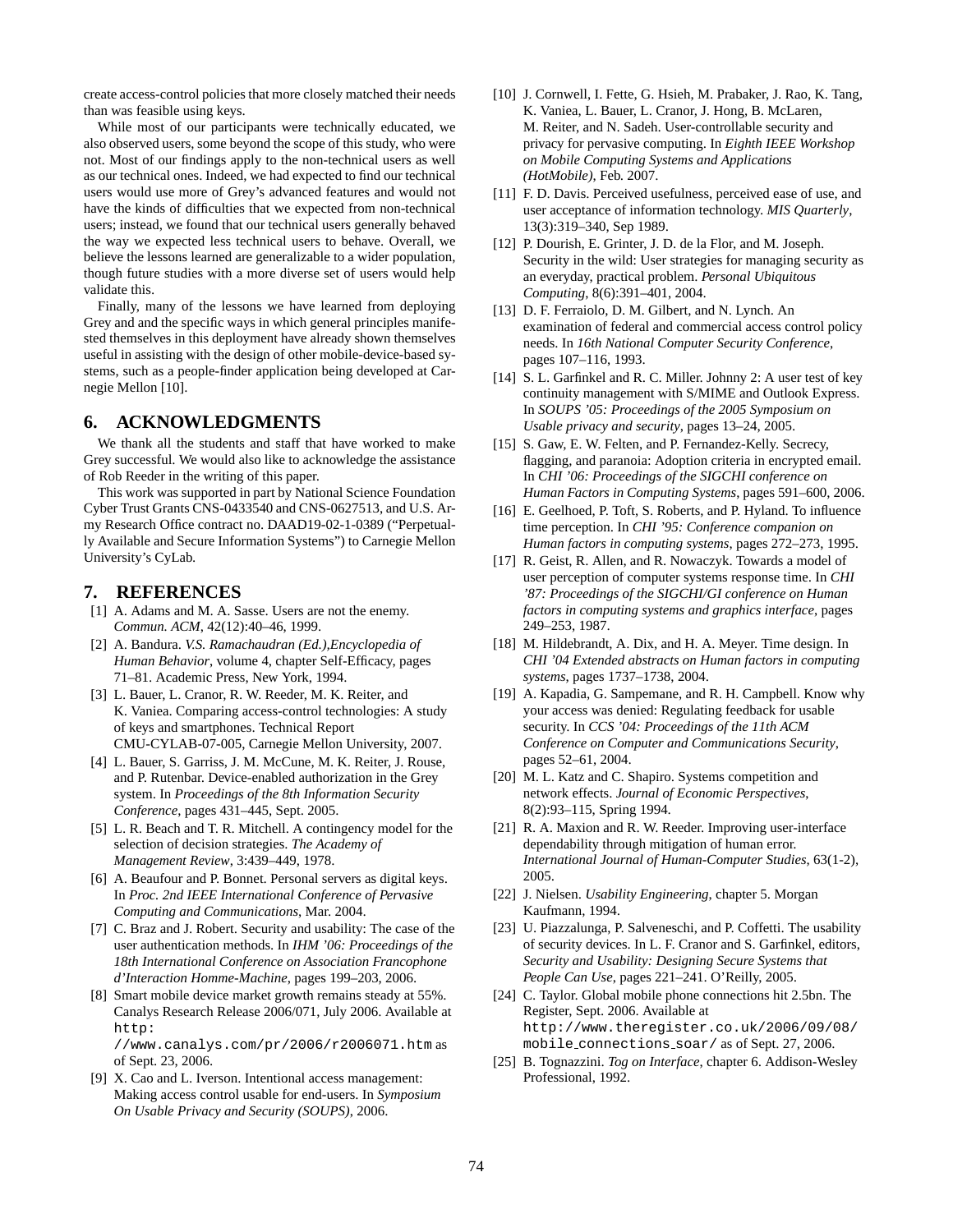create access-control policies that more closely matched their needs than was feasible using keys.

While most of our participants were technically educated, we also observed users, some beyond the scope of this study, who were not. Most of our findings apply to the non-technical users as well as our technical ones. Indeed, we had expected to find our technical users would use more of Grey's advanced features and would not have the kinds of difficulties that we expected from non-technical users; instead, we found that our technical users generally behaved the way we expected less technical users to behave. Overall, we believe the lessons learned are generalizable to a wider population, though future studies with a more diverse set of users would help validate this.

Finally, many of the lessons we have learned from deploying Grey and and the specific ways in which general principles manifested themselves in this deployment have already shown themselves useful in assisting with the design of other mobile-device-based systems, such as a people-finder application being developed at Carnegie Mellon [10].

## 6. ACKNOWLEDGMENTS

We thank all the students and staff that have worked to make Grey successful. We would also like to acknowledge the assistance of Rob Reeder in the writing of this paper.

This work was supported in part by National Science Foundation Cyber Trust Grants CNS-0433540 and CNS-0627513, and U.S. Army Research Office contract no. DAAD19-02-1-0389 ("Perpetually Available and Secure Information Systems") to Carnegie Mellon University's CyLab.

## 7. REFERENCES

[1] A. Adams and M. A. Sasse. Users are not the enemy. *Commun. ACM*, 42(12):40–46, 1999.

[2] A. Bandura. *V.S. Ramachaudran (Ed.),Encyclopedia of Human Behavior*, volume 4, chapter Self-Efficacy, pages 71–81. Academic Press, New York, 1994.

[3] L. Bauer, L. Cranor, R. W. Reeder, M. K. Reiter, and K. Vaniea. Comparing access-control technologies: A study of keys and smartphones. Technical Report CMU-CYLAB-07-005, Carnegie Mellon University, 2007.

[4] L. Bauer, S. Garriss, J. M. McCune, M. K. Reiter, J. Rouse, and P. Rutenbar. Device-enabled authorization in the Grey system. In *Proceedings of the 8th Information Security Conference*, pages 431–445, Sept. 2005.

[5] L. R. Beach and T. R. Mitchell. A contingency model for the selection of decision strategies. *The Academy of Management Review*, 3:439–449, 1978.

[6] A. Beaufour and P. Bonnet. Personal servers as digital keys. In *Proc. 2nd IEEE International Conference of Pervasive Computing and Communications*, Mar. 2004.

[7] C. Braz and J. Robert. Security and usability: The case of the user authentication methods. In *IHM '06: Proceedings of the 18th International Conference on Association Francophone d'Interaction Homme-Machine*, pages 199–203, 2006.

[8] Smart mobile device market growth remains steady at 55%. Canalys Research Release 2006/071, July 2006. Available at `http://www.canalys.com/pr/2006/r2006071.htm` as of Sept. 23, 2006.

[9] X. Cao and L. Iverson. Intentional access management: Making access control usable for end-users. In *Symposium On Usable Privacy and Security (SOUPS)*, 2006.

[10] J. Cornwell, I. Fette, G. Hsieh, M. Prabaker, J. Rao, K. Tang, K. Vaniea, L. Bauer, L. Cranor, J. Hong, B. McLaren, M. Reiter, and N. Sadeh. User-controllable security and privacy for pervasive computing. In *Eighth IEEE Workshop on Mobile Computing Systems and Applications (HotMobile)*, Feb. 2007.

[11] F. D. Davis. Perceived usefulness, perceived ease of use, and user acceptance of information technology. *MIS Quarterly*, 13(3):319–340, Sep 1989.

[12] P. Dourish, E. Grinter, J. D. de la Flor, and M. Joseph. Security in the wild: User strategies for managing security as an everyday, practical problem. *Personal Ubiquitous Computing*, 8(6):391–401, 2004.

[13] D. F. Ferraiolo, D. M. Gilbert, and N. Lynch. An examination of federal and commercial access control policy needs. In *16th National Computer Security Conference*, pages 107–116, 1993.

[14] S. L. Garfinkel and R. C. Miller. Johnny 2: A user test of key continuity management with S/MIME and Outlook Express. In *SOUPS '05: Proceedings of the 2005 Symposium on Usable privacy and security*, pages 13–24, 2005.

[15] S. Gaw, E. W. Felten, and P. Fernandez-Kelly. Secrecy, flagging, and paranoia: Adoption criteria in encrypted email. In *CHI '06: Proceedings of the SIGCHI conference on Human Factors in Computing Systems*, pages 591–600, 2006.

[16] E. Geelhoed, P. Toft, S. Roberts, and P. Hyland. To influence time perception. In *CHI '95: Conference companion on Human factors in computing systems*, pages 272–273, 1995.

[17] R. Geist, R. Allen, and R. Nowaczyk. Towards a model of user perception of computer systems response time. In *CHI '87: Proceedings of the SIGCHI/GI conference on Human factors in computing systems and graphics interface*, pages 249–253, 1987.

[18] M. Hildebrandt, A. Dix, and H. A. Meyer. Time design. In *CHI '04 Extended abstracts on Human factors in computing systems*, pages 1737–1738, 2004.

[19] A. Kapadia, G. Sampemane, and R. H. Campbell. Know why your access was denied: Regulating feedback for usable security. In *CCS '04: Proceedings of the 11th ACM Conference on Computer and Communications Security*, pages 52–61, 2004.

[20] M. L. Katz and C. Shapiro. Systems competition and network effects. *Journal of Economic Perspectives*, 8(2):93–115, Spring 1994.

[21] R. A. Maxion and R. W. Reeder. Improving user-interface dependability through mitigation of human error. *International Journal of Human-Computer Studies*, 63(1-2), 2005.

[22] J. Nielsen. *Usability Engineering*, chapter 5. Morgan Kaufmann, 1994.

[23] U. Piazzalunga, P. Salveneschi, and P. Coffetti. The usability of security devices. In L. F. Cranor and S. Garfinkel, editors, *Security and Usability: Designing Secure Systems that People Can Use*, pages 221–241. O'Reilly, 2005.

[24] C. Taylor. Global mobile phone connections hit 2.5bn. The Register, Sept. 2006. Available at `http://www.theregister.co.uk/2006/09/08/mobile_connections_soar/` as of Sept. 27, 2006.

[25] B. Tognazzini. *Tog on Interface*, chapter 6. Addison-Wesley Professional, 1992.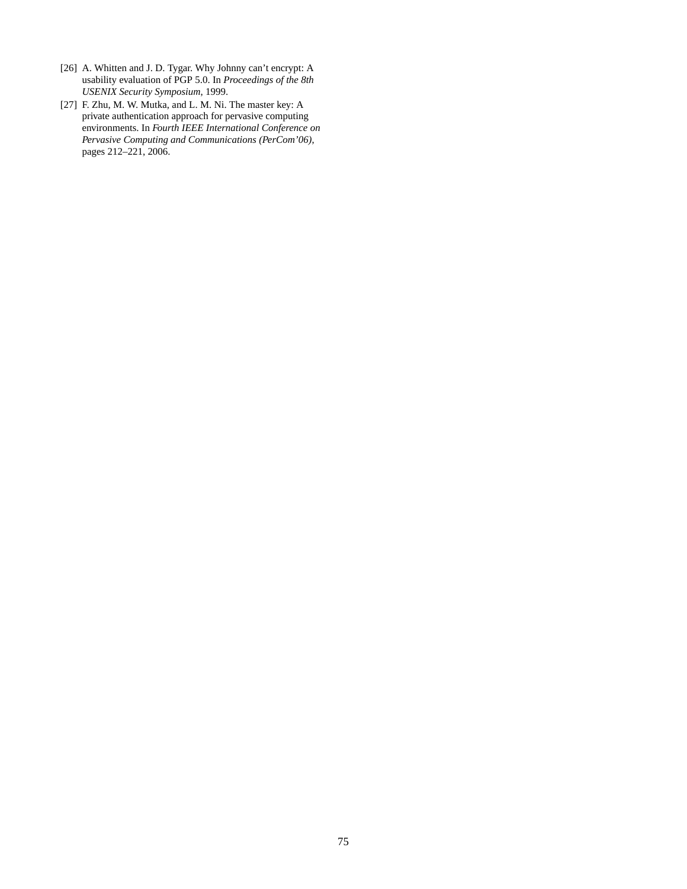[26] A. Whitten and J. D. Tygar. Why Johnny can't encrypt: A usability evaluation of PGP 5.0. In *Proceedings of the 8th USENIX Security Symposium*, 1999.

[27] F. Zhu, M. W. Mutka, and L. M. Ni. The master key: A private authentication approach for pervasive computing environments. In *Fourth IEEE International Conference on Pervasive Computing and Communications (PerCom'06)*, pages 212–221, 2006.